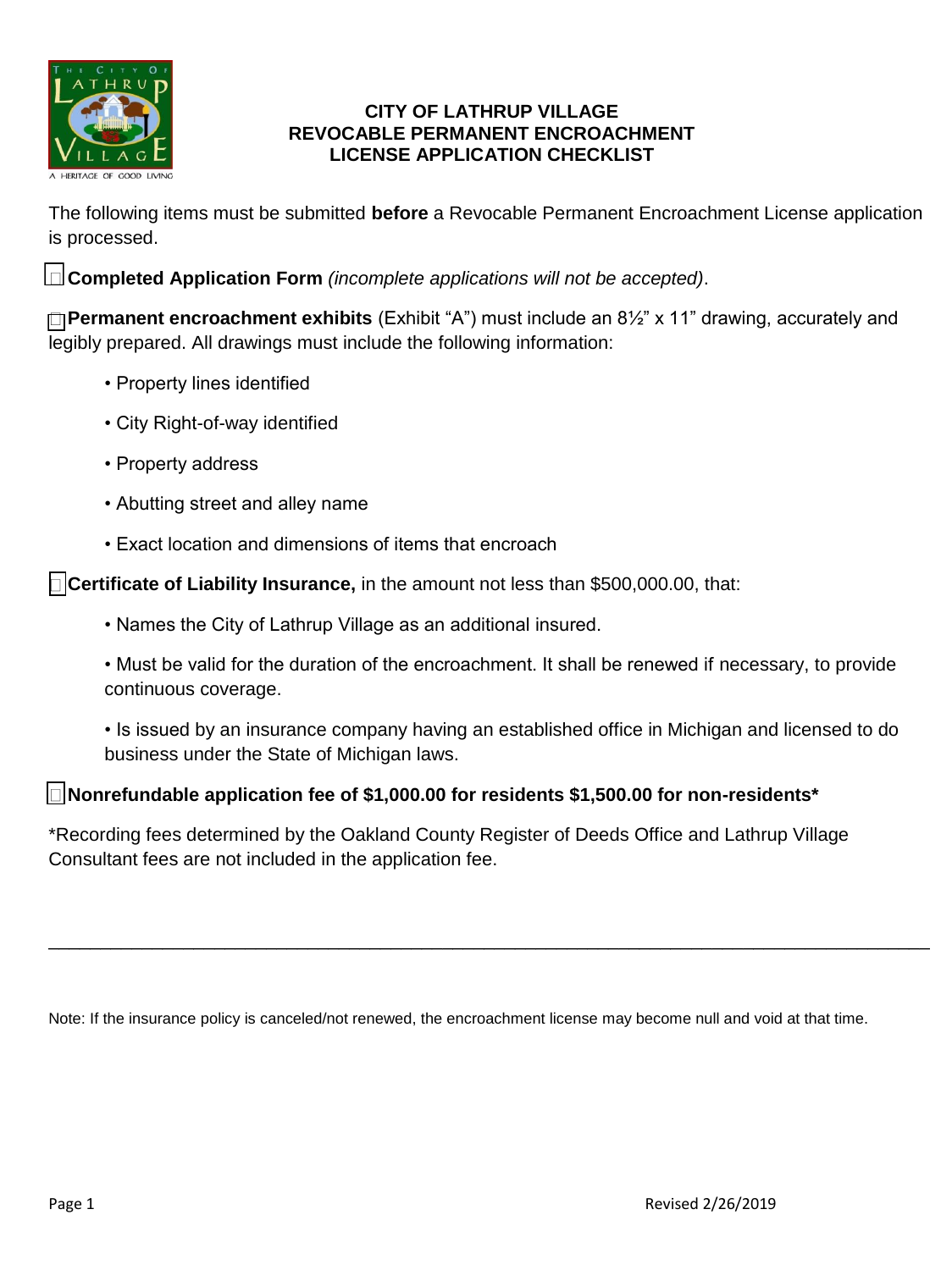# CITY OF LATHRUP VILLAGE
# REVOCABLE PERMANENT ENCROACHMENT LICENSE APPLICATION CHECKLIST

The following items must be submitted **before** a Revocable Permanent Encroachment License application is processed.

☐ **Completed Application Form** *(incomplete applications will not be accepted)*.

☐ **Permanent encroachment exhibits** (Exhibit "A") must include an 8½" x 11" drawing, accurately and legibly prepared. All drawings must include the following information:

- Property lines identified
- City Right-of-way identified
- Property address
- Abutting street and alley name
- Exact location and dimensions of items that encroach

☐ **Certificate of Liability Insurance,** in the amount not less than $500,000.00, that:

- Names the City of Lathrup Village as an additional insured.
- Must be valid for the duration of the encroachment. It shall be renewed if necessary, to provide continuous coverage.
- Is issued by an insurance company having an established office in Michigan and licensed to do business under the State of Michigan laws.

☐ **Nonrefundable application fee of $1,000.00 for residents $1,500.00 for non-residents***

*Recording fees determined by the Oakland County Register of Deeds Office and Lathrup Village Consultant fees are not included in the application fee.

---

Note: If the insurance policy is canceled/not renewed, the encroachment license may become null and void at that time.

Revised 2/26/2019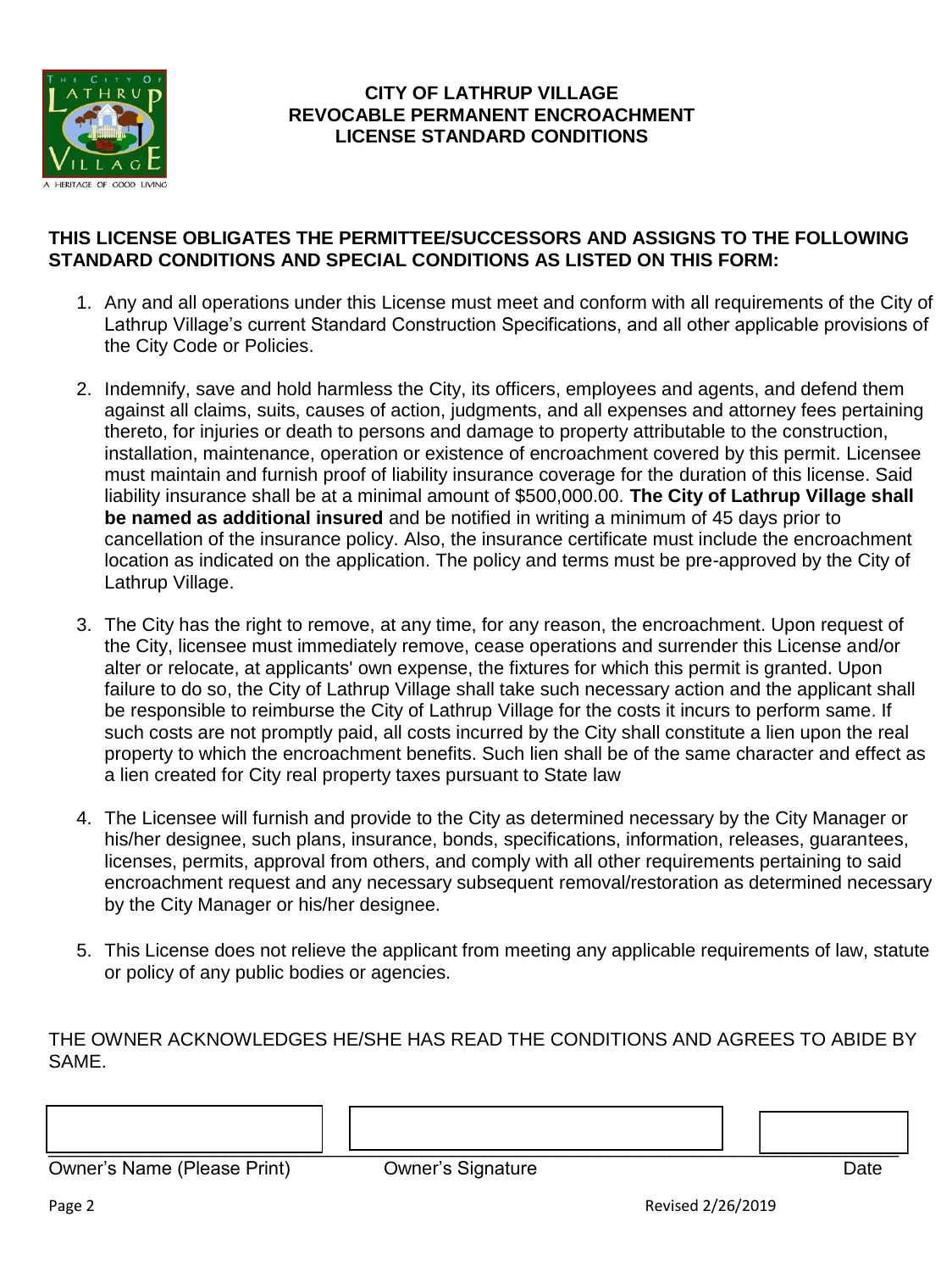# CITY OF LATHRUP VILLAGE
## REVOCABLE PERMANENT ENCROACHMENT LICENSE STANDARD CONDITIONS

**THIS LICENSE OBLIGATES THE PERMITTEE/SUCCESSORS AND ASSIGNS TO THE FOLLOWING STANDARD CONDITIONS AND SPECIAL CONDITIONS AS LISTED ON THIS FORM:**

1. Any and all operations under this License must meet and conform with all requirements of the City of Lathrup Village's current Standard Construction Specifications, and all other applicable provisions of the City Code or Policies.

2. Indemnify, save and hold harmless the City, its officers, employees and agents, and defend them against all claims, suits, causes of action, judgments, and all expenses and attorney fees pertaining thereto, for injuries or death to persons and damage to property attributable to the construction, installation, maintenance, operation or existence of encroachment covered by this permit. Licensee must maintain and furnish proof of liability insurance coverage for the duration of this license. Said liability insurance shall be at a minimal amount of $500,000.00. **The City of Lathrup Village shall be named as additional insured** and be notified in writing a minimum of 45 days prior to cancellation of the insurance policy. Also, the insurance certificate must include the encroachment location as indicated on the application. The policy and terms must be pre-approved by the City of Lathrup Village.

3. The City has the right to remove, at any time, for any reason, the encroachment. Upon request of the City, licensee must immediately remove, cease operations and surrender this License and/or alter or relocate, at applicants' own expense, the fixtures for which this permit is granted. Upon failure to do so, the City of Lathrup Village shall take such necessary action and the applicant shall be responsible to reimburse the City of Lathrup Village for the costs it incurs to perform same. If such costs are not promptly paid, all costs incurred by the City shall constitute a lien upon the real property to which the encroachment benefits. Such lien shall be of the same character and effect as a lien created for City real property taxes pursuant to State law

4. The Licensee will furnish and provide to the City as determined necessary by the City Manager or his/her designee, such plans, insurance, bonds, specifications, information, releases, guarantees, licenses, permits, approval from others, and comply with all other requirements pertaining to said encroachment request and any necessary subsequent removal/restoration as determined necessary by the City Manager or his/her designee.

5. This License does not relieve the applicant from meeting any applicable requirements of law, statute or policy of any public bodies or agencies.

THE OWNER ACKNOWLEDGES HE/SHE HAS READ THE CONDITIONS AND AGREES TO ABIDE BY SAME.

| | | |
|---|---|---|
| Owner's Name (Please Print) | Owner's Signature | Date |

Revised 2/26/2019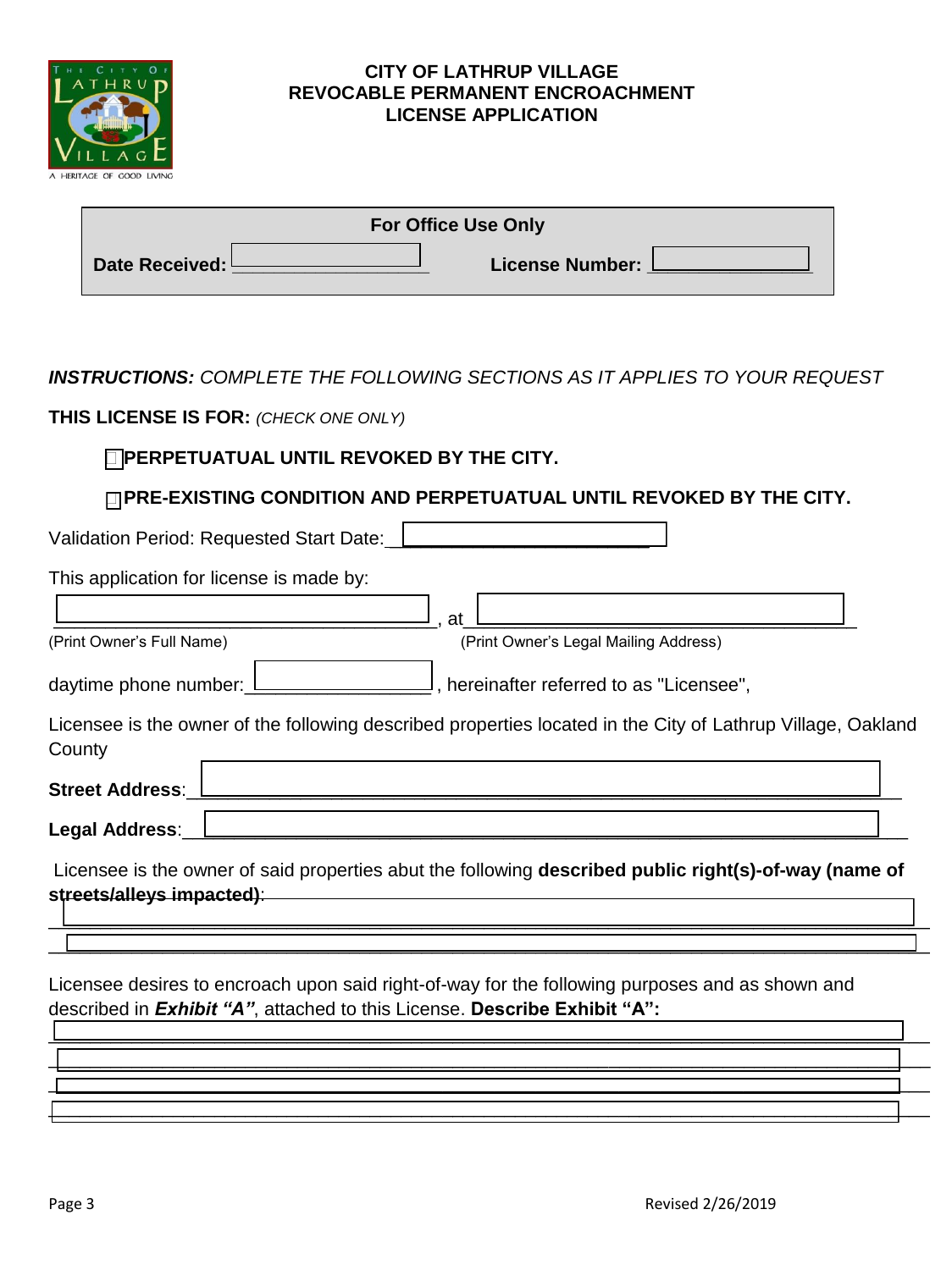# CITY OF LATHRUP VILLAGE
## REVOCABLE PERMANENT ENCROACHMENT LICENSE APPLICATION

| For Office Use Only | |
|---|---|
| **Date Received:** ________________ | **License Number:** ______________ |

***INSTRUCTIONS:*** *COMPLETE THE FOLLOWING SECTIONS AS IT APPLIES TO YOUR REQUEST*

**THIS LICENSE IS FOR:** *(CHECK ONE ONLY)*

- ☐ **PERPETUATUAL UNTIL REVOKED BY THE CITY.**
- ☐ **PRE-EXISTING CONDITION AND PERPETUATUAL UNTIL REVOKED BY THE CITY.**

Validation Period: Requested Start Date:________________________

This application for license is made by:

________________________________________, at________________________________________
(Print Owner's Full Name) (Print Owner's Legal Mailing Address)

daytime phone number:_________________, hereinafter referred to as "Licensee",

Licensee is the owner of the following described properties located in the City of Lathrup Village, Oakland County

**Street Address**:______________________________________________________________

**Legal Address**:______________________________________________________________

Licensee is the owner of said properties abut the following **described public right(s)-of-way (name of streets/alleys impacted)**:

__________________________________________________________________________________

__________________________________________________________________________________

Licensee desires to encroach upon said right-of-way for the following purposes and as shown and described in ***Exhibit "A"***, attached to this License. **Describe Exhibit "A":**

__________________________________________________________________________________

__________________________________________________________________________________

__________________________________________________________________________________

__________________________________________________________________________________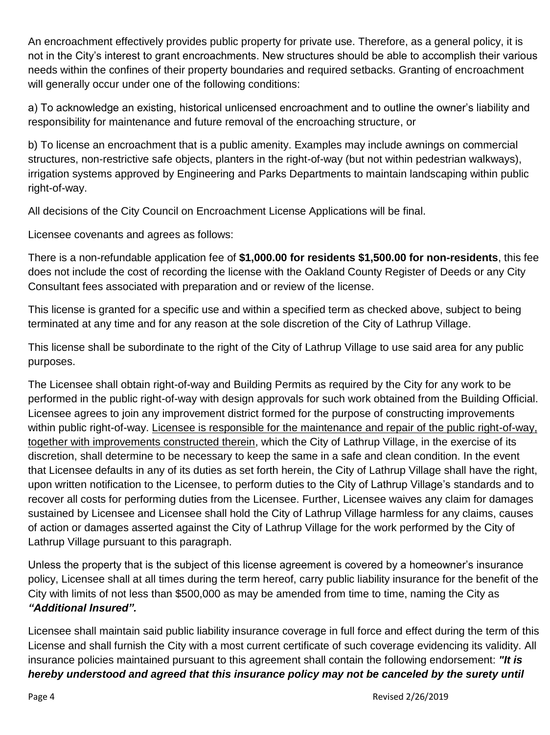An encroachment effectively provides public property for private use. Therefore, as a general policy, it is not in the City's interest to grant encroachments. New structures should be able to accomplish their various needs within the confines of their property boundaries and required setbacks. Granting of encroachment will generally occur under one of the following conditions:

a) To acknowledge an existing, historical unlicensed encroachment and to outline the owner's liability and responsibility for maintenance and future removal of the encroaching structure, or

b) To license an encroachment that is a public amenity. Examples may include awnings on commercial structures, non-restrictive safe objects, planters in the right-of-way (but not within pedestrian walkways), irrigation systems approved by Engineering and Parks Departments to maintain landscaping within public right-of-way.

All decisions of the City Council on Encroachment License Applications will be final.

Licensee covenants and agrees as follows:

There is a non-refundable application fee of **$1,000.00 for residents $1,500.00 for non-residents**, this fee does not include the cost of recording the license with the Oakland County Register of Deeds or any City Consultant fees associated with preparation and or review of the license.

This license is granted for a specific use and within a specified term as checked above, subject to being terminated at any time and for any reason at the sole discretion of the City of Lathrup Village.

This license shall be subordinate to the right of the City of Lathrup Village to use said area for any public purposes.

The Licensee shall obtain right-of-way and Building Permits as required by the City for any work to be performed in the public right-of-way with design approvals for such work obtained from the Building Official. Licensee agrees to join any improvement district formed for the purpose of constructing improvements within public right-of-way. <u>Licensee is responsible for the maintenance and repair of the public right-of-way, together with improvements constructed therein</u>, which the City of Lathrup Village, in the exercise of its discretion, shall determine to be necessary to keep the same in a safe and clean condition. In the event that Licensee defaults in any of its duties as set forth herein, the City of Lathrup Village shall have the right, upon written notification to the Licensee, to perform duties to the City of Lathrup Village's standards and to recover all costs for performing duties from the Licensee. Further, Licensee waives any claim for damages sustained by Licensee and Licensee shall hold the City of Lathrup Village harmless for any claims, causes of action or damages asserted against the City of Lathrup Village for the work performed by the City of Lathrup Village pursuant to this paragraph.

Unless the property that is the subject of this license agreement is covered by a homeowner's insurance policy, Licensee shall at all times during the term hereof, carry public liability insurance for the benefit of the City with limits of not less than $500,000 as may be amended from time to time, naming the City as ***"Additional Insured".***

Licensee shall maintain said public liability insurance coverage in full force and effect during the term of this License and shall furnish the City with a most current certificate of such coverage evidencing its validity. All insurance policies maintained pursuant to this agreement shall contain the following endorsement: ***"It is hereby understood and agreed that this insurance policy may not be canceled by the surety until***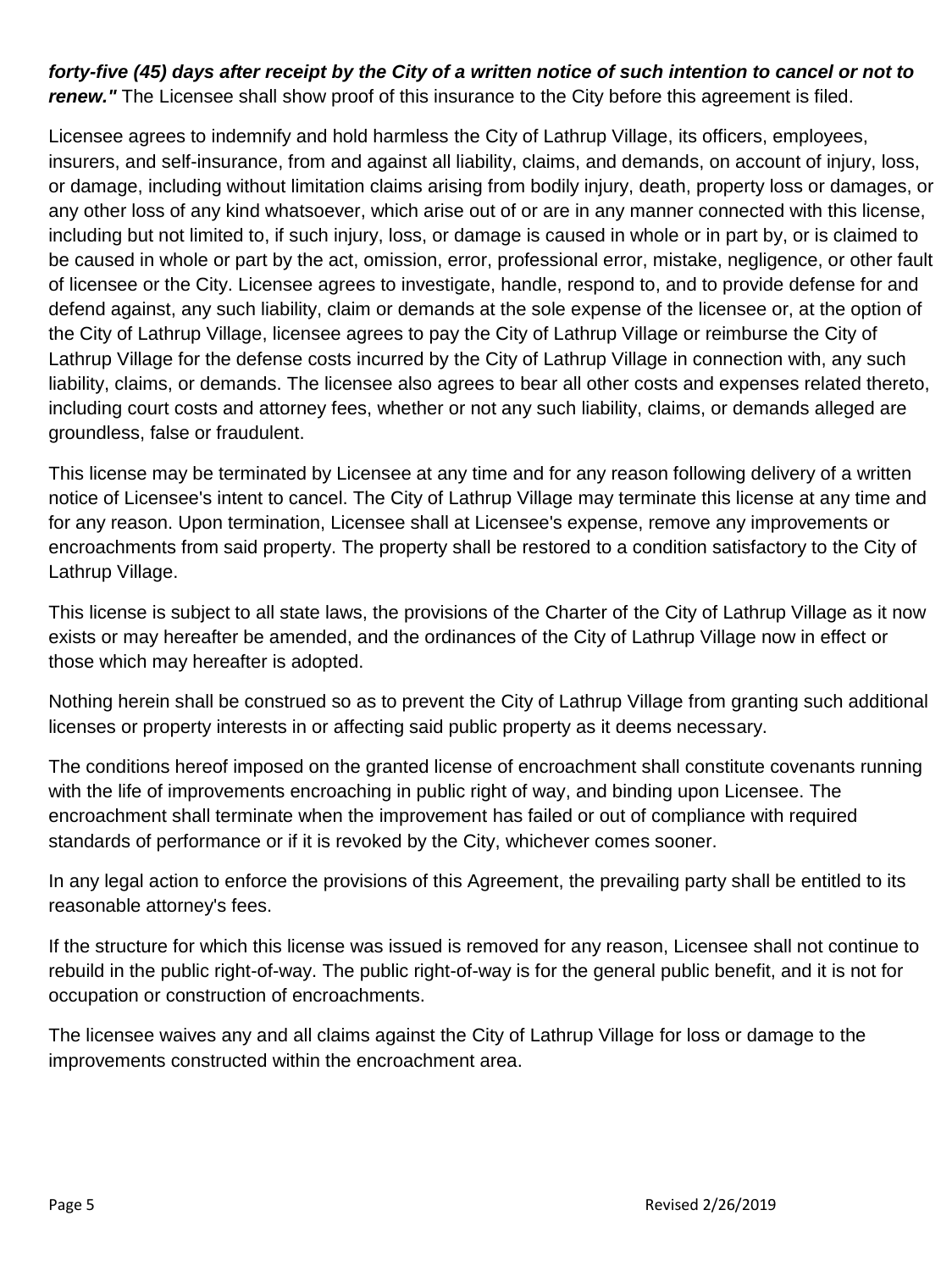***forty-five (45) days after receipt by the City of a written notice of such intention to cancel or not to renew."*** The Licensee shall show proof of this insurance to the City before this agreement is filed.

Licensee agrees to indemnify and hold harmless the City of Lathrup Village, its officers, employees, insurers, and self-insurance, from and against all liability, claims, and demands, on account of injury, loss, or damage, including without limitation claims arising from bodily injury, death, property loss or damages, or any other loss of any kind whatsoever, which arise out of or are in any manner connected with this license, including but not limited to, if such injury, loss, or damage is caused in whole or in part by, or is claimed to be caused in whole or part by the act, omission, error, professional error, mistake, negligence, or other fault of licensee or the City. Licensee agrees to investigate, handle, respond to, and to provide defense for and defend against, any such liability, claim or demands at the sole expense of the licensee or, at the option of the City of Lathrup Village, licensee agrees to pay the City of Lathrup Village or reimburse the City of Lathrup Village for the defense costs incurred by the City of Lathrup Village in connection with, any such liability, claims, or demands. The licensee also agrees to bear all other costs and expenses related thereto, including court costs and attorney fees, whether or not any such liability, claims, or demands alleged are groundless, false or fraudulent.

This license may be terminated by Licensee at any time and for any reason following delivery of a written notice of Licensee's intent to cancel. The City of Lathrup Village may terminate this license at any time and for any reason. Upon termination, Licensee shall at Licensee's expense, remove any improvements or encroachments from said property. The property shall be restored to a condition satisfactory to the City of Lathrup Village.

This license is subject to all state laws, the provisions of the Charter of the City of Lathrup Village as it now exists or may hereafter be amended, and the ordinances of the City of Lathrup Village now in effect or those which may hereafter is adopted.

Nothing herein shall be construed so as to prevent the City of Lathrup Village from granting such additional licenses or property interests in or affecting said public property as it deems necessary.

The conditions hereof imposed on the granted license of encroachment shall constitute covenants running with the life of improvements encroaching in public right of way, and binding upon Licensee. The encroachment shall terminate when the improvement has failed or out of compliance with required standards of performance or if it is revoked by the City, whichever comes sooner.

In any legal action to enforce the provisions of this Agreement, the prevailing party shall be entitled to its reasonable attorney's fees.

If the structure for which this license was issued is removed for any reason, Licensee shall not continue to rebuild in the public right-of-way. The public right-of-way is for the general public benefit, and it is not for occupation or construction of encroachments.

The licensee waives any and all claims against the City of Lathrup Village for loss or damage to the improvements constructed within the encroachment area.

Revised 2/26/2019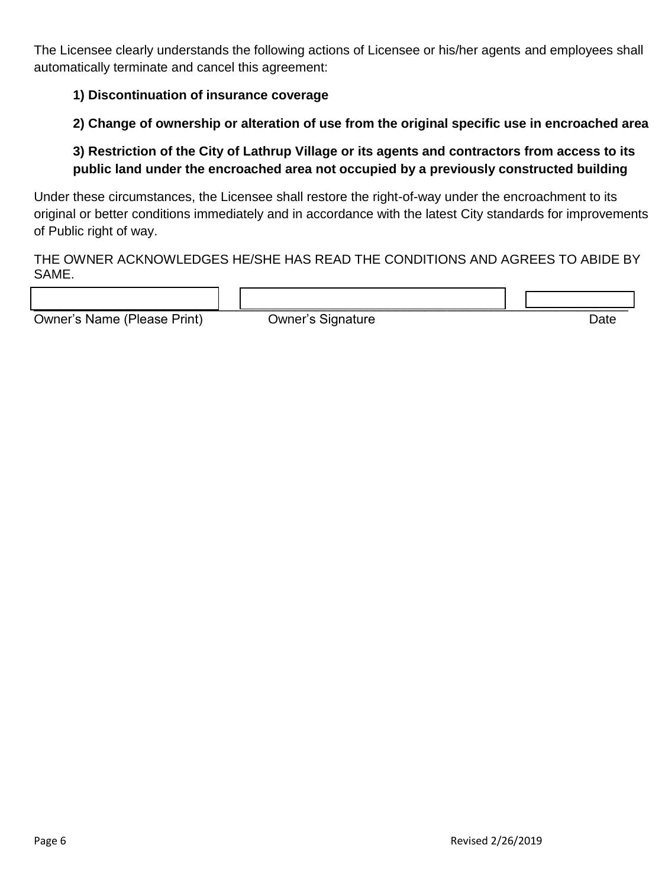The Licensee clearly understands the following actions of Licensee or his/her agents and employees shall automatically terminate and cancel this agreement:

> **1) Discontinuation of insurance coverage**
>
> **2) Change of ownership or alteration of use from the original specific use in encroached area**
>
> **3) Restriction of the City of Lathrup Village or its agents and contractors from access to its public land under the encroached area not occupied by a previously constructed building**

Under these circumstances, the Licensee shall restore the right-of-way under the encroachment to its original or better conditions immediately and in accordance with the latest City standards for improvements of Public right of way.

THE OWNER ACKNOWLEDGES HE/SHE HAS READ THE CONDITIONS AND AGREES TO ABIDE BY SAME.

| | | |
|---|---|---|
| | | |
| Owner's Name (Please Print) | Owner's Signature | Date |